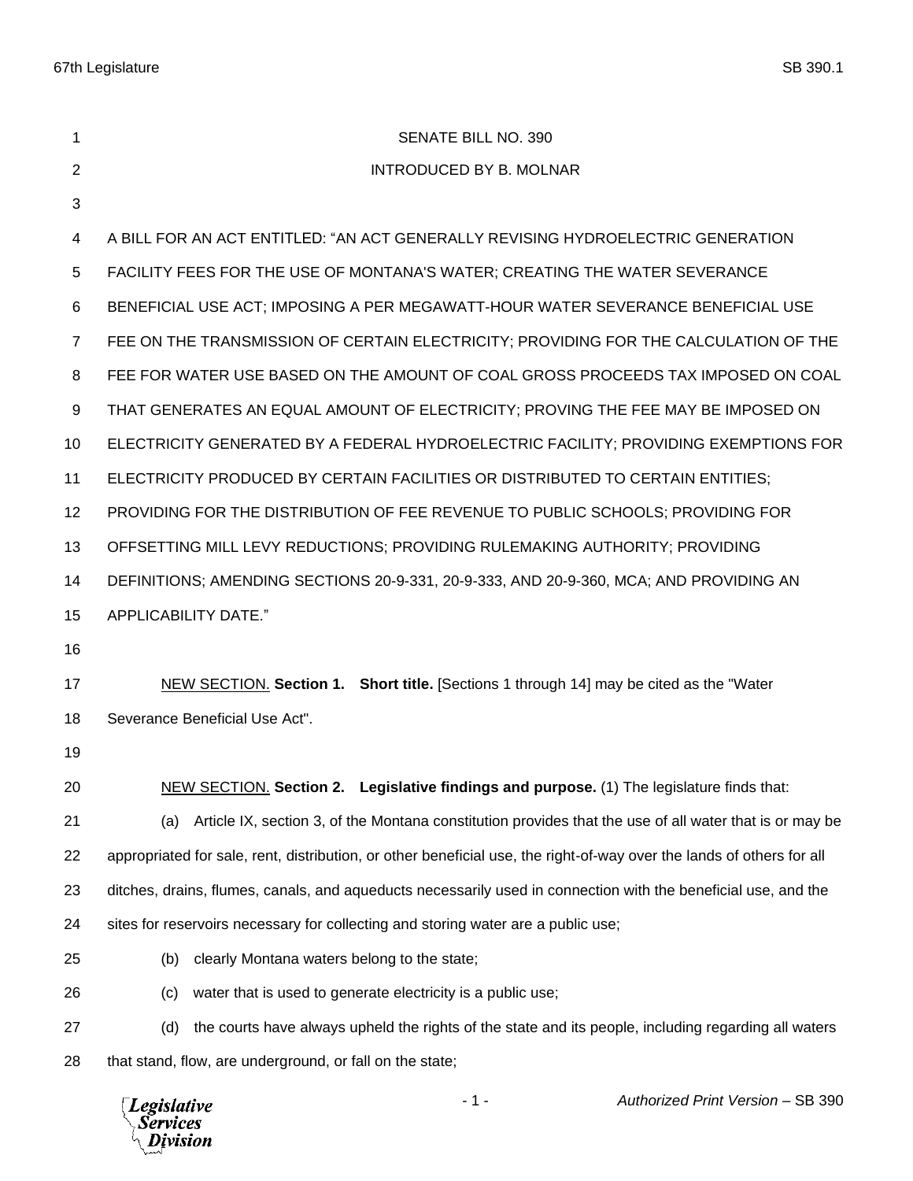SENATE BILL NO. 390

INTRODUCED BY B. MOLNAR

A BILL FOR AN ACT ENTITLED: "AN ACT GENERALLY REVISING HYDROELECTRIC GENERATION FACILITY FEES FOR THE USE OF MONTANA'S WATER; CREATING THE WATER SEVERANCE BENEFICIAL USE ACT; IMPOSING A PER MEGAWATT-HOUR WATER SEVERANCE BENEFICIAL USE FEE ON THE TRANSMISSION OF CERTAIN ELECTRICITY; PROVIDING FOR THE CALCULATION OF THE FEE FOR WATER USE BASED ON THE AMOUNT OF COAL GROSS PROCEEDS TAX IMPOSED ON COAL THAT GENERATES AN EQUAL AMOUNT OF ELECTRICITY; PROVING THE FEE MAY BE IMPOSED ON ELECTRICITY GENERATED BY A FEDERAL HYDROELECTRIC FACILITY; PROVIDING EXEMPTIONS FOR ELECTRICITY PRODUCED BY CERTAIN FACILITIES OR DISTRIBUTED TO CERTAIN ENTITIES; PROVIDING FOR THE DISTRIBUTION OF FEE REVENUE TO PUBLIC SCHOOLS; PROVIDING FOR OFFSETTING MILL LEVY REDUCTIONS; PROVIDING RULEMAKING AUTHORITY; PROVIDING DEFINITIONS; AMENDING SECTIONS 20-9-331, 20-9-333, AND 20-9-360, MCA; AND PROVIDING AN APPLICABILITY DATE."

NEW SECTION. **Section 1. Short title.** [Sections 1 through 14] may be cited as the "Water Severance Beneficial Use Act".

NEW SECTION. **Section 2. Legislative findings and purpose.** (1) The legislature finds that:

(a) Article IX, section 3, of the Montana constitution provides that the use of all water that is or may be appropriated for sale, rent, distribution, or other beneficial use, the right-of-way over the lands of others for all ditches, drains, flumes, canals, and aqueducts necessarily used in connection with the beneficial use, and the sites for reservoirs necessary for collecting and storing water are a public use;

(b) clearly Montana waters belong to the state;

(c) water that is used to generate electricity is a public use;

(d) the courts have always upheld the rights of the state and its people, including regarding all waters that stand, flow, are underground, or fall on the state;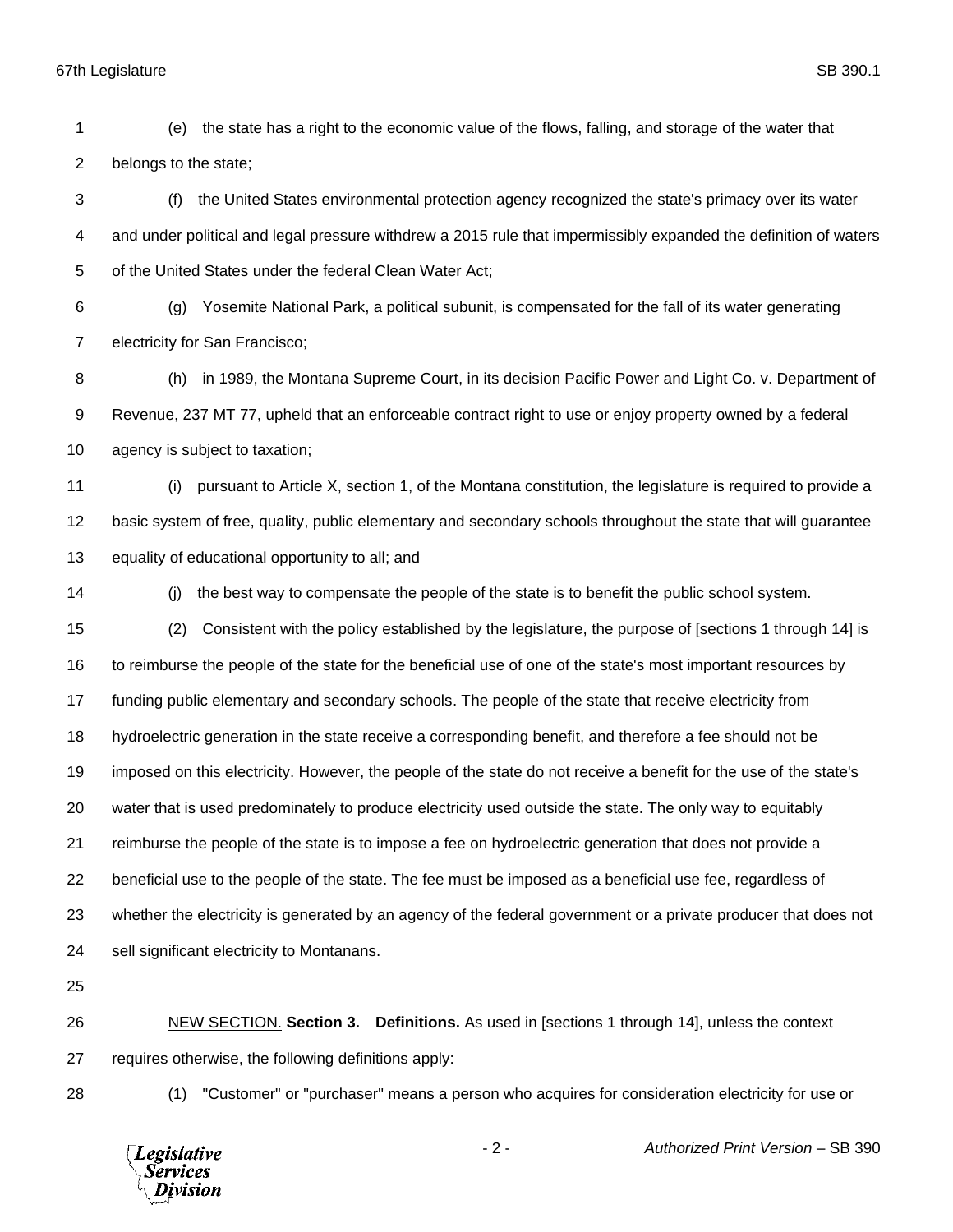(e) the state has a right to the economic value of the flows, falling, and storage of the water that belongs to the state;

(f) the United States environmental protection agency recognized the state's primacy over its water and under political and legal pressure withdrew a 2015 rule that impermissibly expanded the definition of waters of the United States under the federal Clean Water Act;

(g) Yosemite National Park, a political subunit, is compensated for the fall of its water generating electricity for San Francisco;

(h) in 1989, the Montana Supreme Court, in its decision Pacific Power and Light Co. v. Department of Revenue, 237 MT 77, upheld that an enforceable contract right to use or enjoy property owned by a federal agency is subject to taxation;

(i) pursuant to Article X, section 1, of the Montana constitution, the legislature is required to provide a basic system of free, quality, public elementary and secondary schools throughout the state that will guarantee equality of educational opportunity to all; and

(j) the best way to compensate the people of the state is to benefit the public school system.

(2) Consistent with the policy established by the legislature, the purpose of [sections 1 through 14] is to reimburse the people of the state for the beneficial use of one of the state's most important resources by funding public elementary and secondary schools. The people of the state that receive electricity from hydroelectric generation in the state receive a corresponding benefit, and therefore a fee should not be imposed on this electricity. However, the people of the state do not receive a benefit for the use of the state's water that is used predominately to produce electricity used outside the state. The only way to equitably reimburse the people of the state is to impose a fee on hydroelectric generation that does not provide a beneficial use to the people of the state. The fee must be imposed as a beneficial use fee, regardless of whether the electricity is generated by an agency of the federal government or a private producer that does not sell significant electricity to Montanans.

NEW SECTION. **Section 3. Definitions.** As used in [sections 1 through 14], unless the context requires otherwise, the following definitions apply:

(1) "Customer" or "purchaser" means a person who acquires for consideration electricity for use or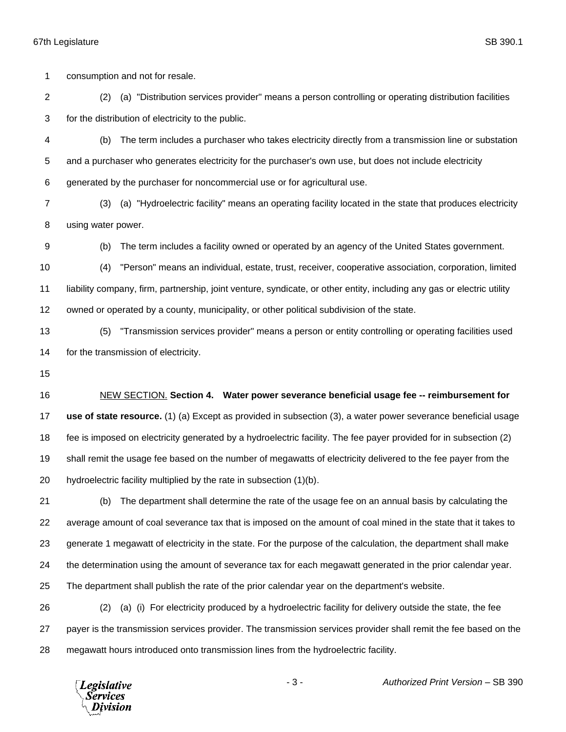consumption and not for resale.

(2) (a) "Distribution services provider" means a person controlling or operating distribution facilities for the distribution of electricity to the public.

(b) The term includes a purchaser who takes electricity directly from a transmission line or substation and a purchaser who generates electricity for the purchaser's own use, but does not include electricity generated by the purchaser for noncommercial use or for agricultural use.

(3) (a) "Hydroelectric facility" means an operating facility located in the state that produces electricity using water power.

(b) The term includes a facility owned or operated by an agency of the United States government.

(4) "Person" means an individual, estate, trust, receiver, cooperative association, corporation, limited liability company, firm, partnership, joint venture, syndicate, or other entity, including any gas or electric utility owned or operated by a county, municipality, or other political subdivision of the state.

(5) "Transmission services provider" means a person or entity controlling or operating facilities used for the transmission of electricity.

NEW SECTION. **Section 4. Water power severance beneficial usage fee -- reimbursement for use of state resource.** (1) (a) Except as provided in subsection (3), a water power severance beneficial usage fee is imposed on electricity generated by a hydroelectric facility. The fee payer provided for in subsection (2) shall remit the usage fee based on the number of megawatts of electricity delivered to the fee payer from the hydroelectric facility multiplied by the rate in subsection (1)(b).

(b) The department shall determine the rate of the usage fee on an annual basis by calculating the average amount of coal severance tax that is imposed on the amount of coal mined in the state that it takes to generate 1 megawatt of electricity in the state. For the purpose of the calculation, the department shall make the determination using the amount of severance tax for each megawatt generated in the prior calendar year. The department shall publish the rate of the prior calendar year on the department's website.

(2) (a) (i) For electricity produced by a hydroelectric facility for delivery outside the state, the fee payer is the transmission services provider. The transmission services provider shall remit the fee based on the megawatt hours introduced onto transmission lines from the hydroelectric facility.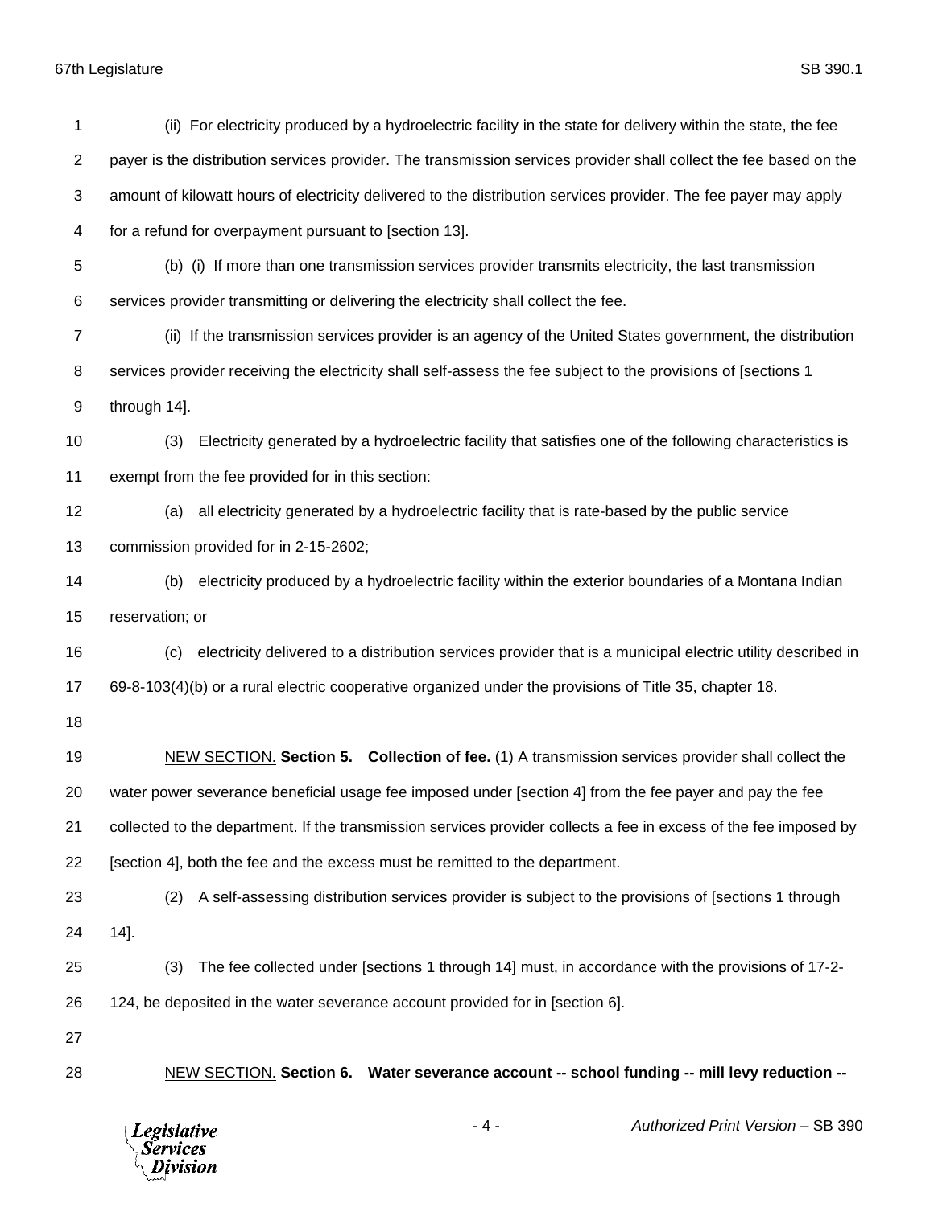(ii) For electricity produced by a hydroelectric facility in the state for delivery within the state, the fee payer is the distribution services provider. The transmission services provider shall collect the fee based on the amount of kilowatt hours of electricity delivered to the distribution services provider. The fee payer may apply for a refund for overpayment pursuant to [section 13].

(b) (i) If more than one transmission services provider transmits electricity, the last transmission services provider transmitting or delivering the electricity shall collect the fee.

(ii) If the transmission services provider is an agency of the United States government, the distribution services provider receiving the electricity shall self-assess the fee subject to the provisions of [sections 1 through 14].

(3) Electricity generated by a hydroelectric facility that satisfies one of the following characteristics is exempt from the fee provided for in this section:

(a) all electricity generated by a hydroelectric facility that is rate-based by the public service commission provided for in 2-15-2602;

(b) electricity produced by a hydroelectric facility within the exterior boundaries of a Montana Indian reservation; or

(c) electricity delivered to a distribution services provider that is a municipal electric utility described in 69-8-103(4)(b) or a rural electric cooperative organized under the provisions of Title 35, chapter 18.

NEW SECTION. **Section 5. Collection of fee.** (1) A transmission services provider shall collect the water power severance beneficial usage fee imposed under [section 4] from the fee payer and pay the fee collected to the department. If the transmission services provider collects a fee in excess of the fee imposed by [section 4], both the fee and the excess must be remitted to the department.

(2) A self-assessing distribution services provider is subject to the provisions of [sections 1 through 14].

(3) The fee collected under [sections 1 through 14] must, in accordance with the provisions of 17-2-124, be deposited in the water severance account provided for in [section 6].

NEW SECTION. **Section 6. Water severance account -- school funding -- mill levy reduction --**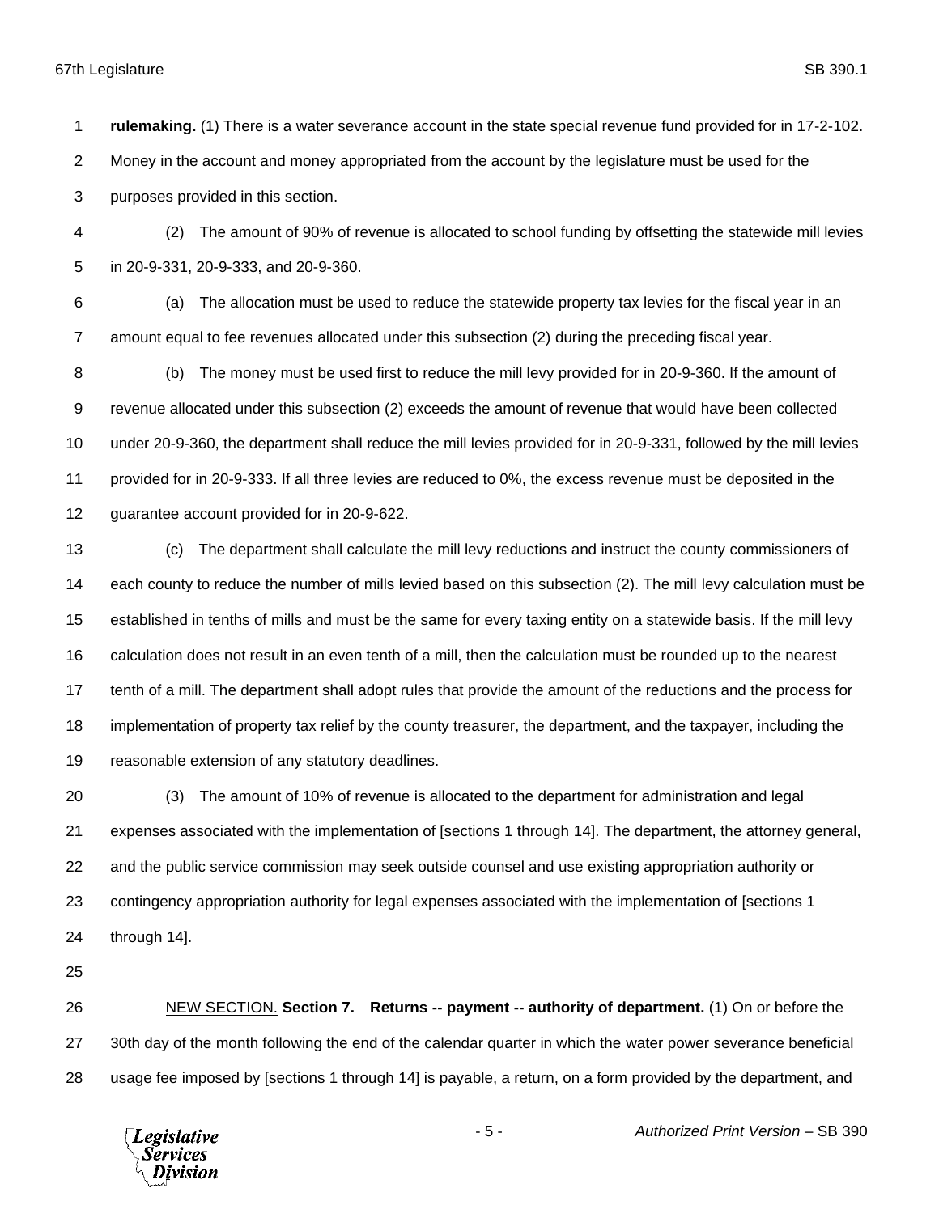**rulemaking.** (1) There is a water severance account in the state special revenue fund provided for in 17-2-102. Money in the account and money appropriated from the account by the legislature must be used for the purposes provided in this section.

(2) The amount of 90% of revenue is allocated to school funding by offsetting the statewide mill levies in 20-9-331, 20-9-333, and 20-9-360.

(a) The allocation must be used to reduce the statewide property tax levies for the fiscal year in an amount equal to fee revenues allocated under this subsection (2) during the preceding fiscal year.

(b) The money must be used first to reduce the mill levy provided for in 20-9-360. If the amount of revenue allocated under this subsection (2) exceeds the amount of revenue that would have been collected under 20-9-360, the department shall reduce the mill levies provided for in 20-9-331, followed by the mill levies provided for in 20-9-333. If all three levies are reduced to 0%, the excess revenue must be deposited in the guarantee account provided for in 20-9-622.

(c) The department shall calculate the mill levy reductions and instruct the county commissioners of each county to reduce the number of mills levied based on this subsection (2). The mill levy calculation must be established in tenths of mills and must be the same for every taxing entity on a statewide basis. If the mill levy calculation does not result in an even tenth of a mill, then the calculation must be rounded up to the nearest tenth of a mill. The department shall adopt rules that provide the amount of the reductions and the process for implementation of property tax relief by the county treasurer, the department, and the taxpayer, including the reasonable extension of any statutory deadlines.

(3) The amount of 10% of revenue is allocated to the department for administration and legal expenses associated with the implementation of [sections 1 through 14]. The department, the attorney general, and the public service commission may seek outside counsel and use existing appropriation authority or contingency appropriation authority for legal expenses associated with the implementation of [sections 1 through 14].

NEW SECTION. **Section 7. Returns -- payment -- authority of department.** (1) On or before the 30th day of the month following the end of the calendar quarter in which the water power severance beneficial usage fee imposed by [sections 1 through 14] is payable, a return, on a form provided by the department, and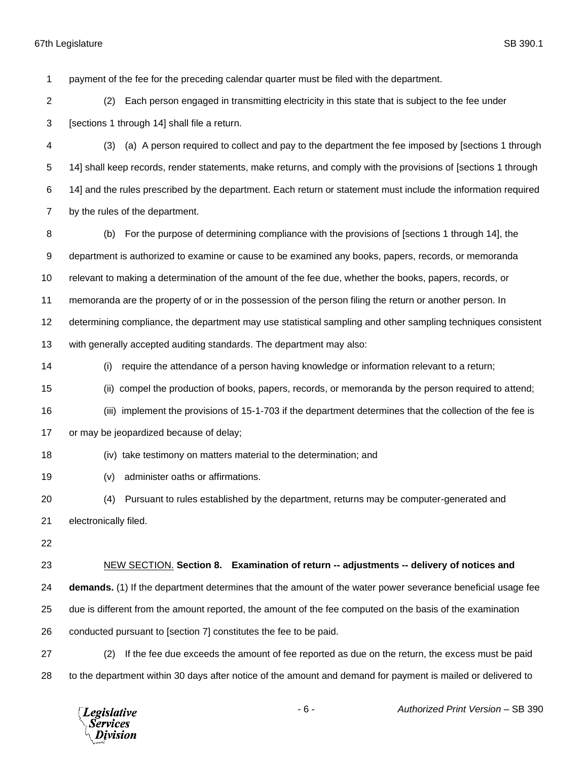payment of the fee for the preceding calendar quarter must be filed with the department.

(2) Each person engaged in transmitting electricity in this state that is subject to the fee under [sections 1 through 14] shall file a return.

(3) (a) A person required to collect and pay to the department the fee imposed by [sections 1 through 14] shall keep records, render statements, make returns, and comply with the provisions of [sections 1 through 14] and the rules prescribed by the department. Each return or statement must include the information required by the rules of the department.

(b) For the purpose of determining compliance with the provisions of [sections 1 through 14], the department is authorized to examine or cause to be examined any books, papers, records, or memoranda relevant to making a determination of the amount of the fee due, whether the books, papers, records, or memoranda are the property of or in the possession of the person filing the return or another person. In determining compliance, the department may use statistical sampling and other sampling techniques consistent with generally accepted auditing standards. The department may also:

(i) require the attendance of a person having knowledge or information relevant to a return;

(ii) compel the production of books, papers, records, or memoranda by the person required to attend;

(iii) implement the provisions of 15-1-703 if the department determines that the collection of the fee is or may be jeopardized because of delay;

(iv) take testimony on matters material to the determination; and

(v) administer oaths or affirmations.

(4) Pursuant to rules established by the department, returns may be computer-generated and electronically filed.

NEW SECTION. **Section 8. Examination of return -- adjustments -- delivery of notices and demands.** (1) If the department determines that the amount of the water power severance beneficial usage fee due is different from the amount reported, the amount of the fee computed on the basis of the examination conducted pursuant to [section 7] constitutes the fee to be paid.

(2) If the fee due exceeds the amount of fee reported as due on the return, the excess must be paid to the department within 30 days after notice of the amount and demand for payment is mailed or delivered to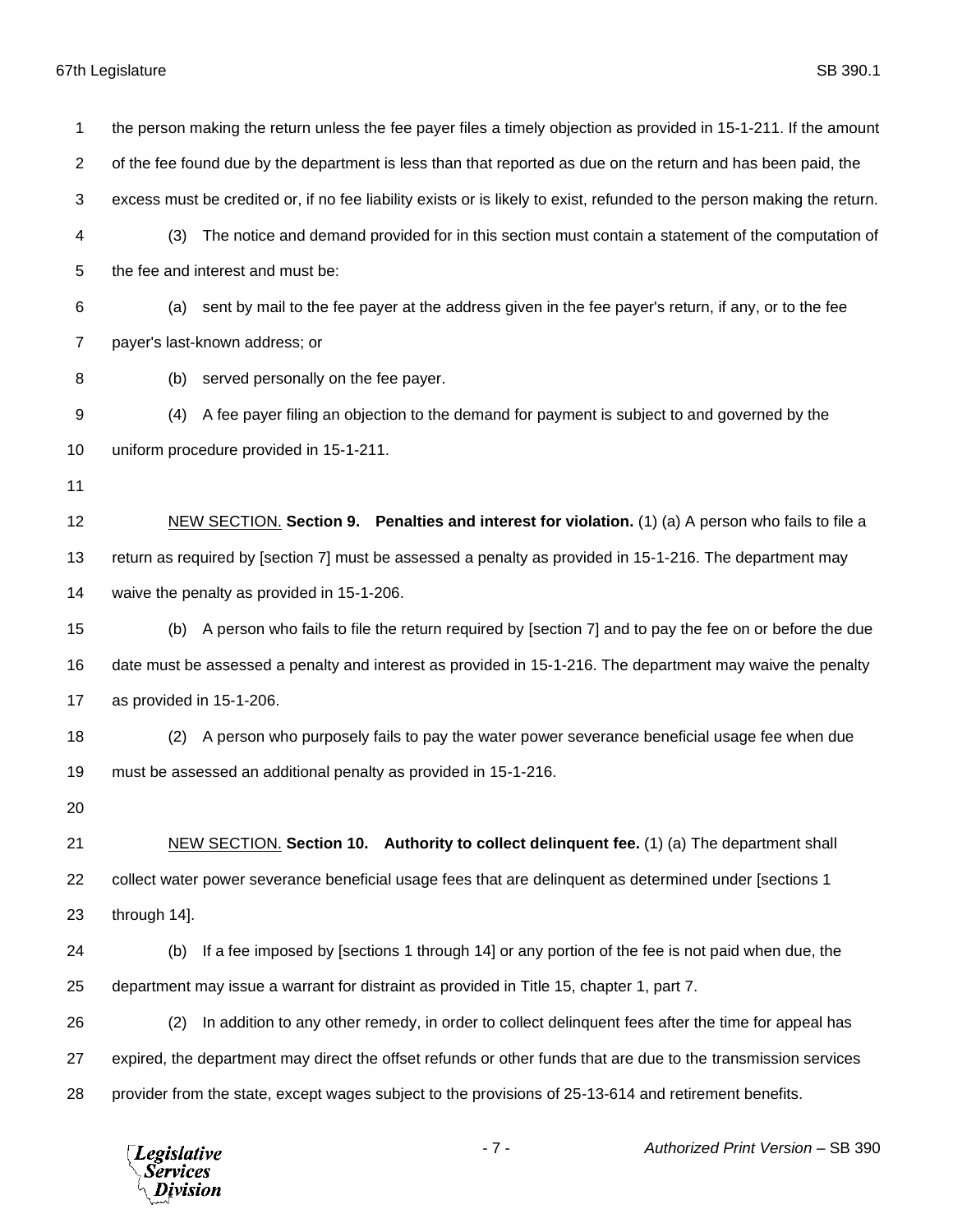the person making the return unless the fee payer files a timely objection as provided in 15-1-211. If the amount of the fee found due by the department is less than that reported as due on the return and has been paid, the excess must be credited or, if no fee liability exists or is likely to exist, refunded to the person making the return.

(3) The notice and demand provided for in this section must contain a statement of the computation of the fee and interest and must be:

(a) sent by mail to the fee payer at the address given in the fee payer's return, if any, or to the fee payer's last-known address; or

(b) served personally on the fee payer.

(4) A fee payer filing an objection to the demand for payment is subject to and governed by the uniform procedure provided in 15-1-211.

NEW SECTION. **Section 9. Penalties and interest for violation.** (1) (a) A person who fails to file a return as required by [section 7] must be assessed a penalty as provided in 15-1-216. The department may waive the penalty as provided in 15-1-206.

(b) A person who fails to file the return required by [section 7] and to pay the fee on or before the due date must be assessed a penalty and interest as provided in 15-1-216. The department may waive the penalty as provided in 15-1-206.

(2) A person who purposely fails to pay the water power severance beneficial usage fee when due must be assessed an additional penalty as provided in 15-1-216.

NEW SECTION. **Section 10. Authority to collect delinquent fee.** (1) (a) The department shall collect water power severance beneficial usage fees that are delinquent as determined under [sections 1 through 14].

(b) If a fee imposed by [sections 1 through 14] or any portion of the fee is not paid when due, the department may issue a warrant for distraint as provided in Title 15, chapter 1, part 7.

(2) In addition to any other remedy, in order to collect delinquent fees after the time for appeal has expired, the department may direct the offset refunds or other funds that are due to the transmission services provider from the state, except wages subject to the provisions of 25-13-614 and retirement benefits.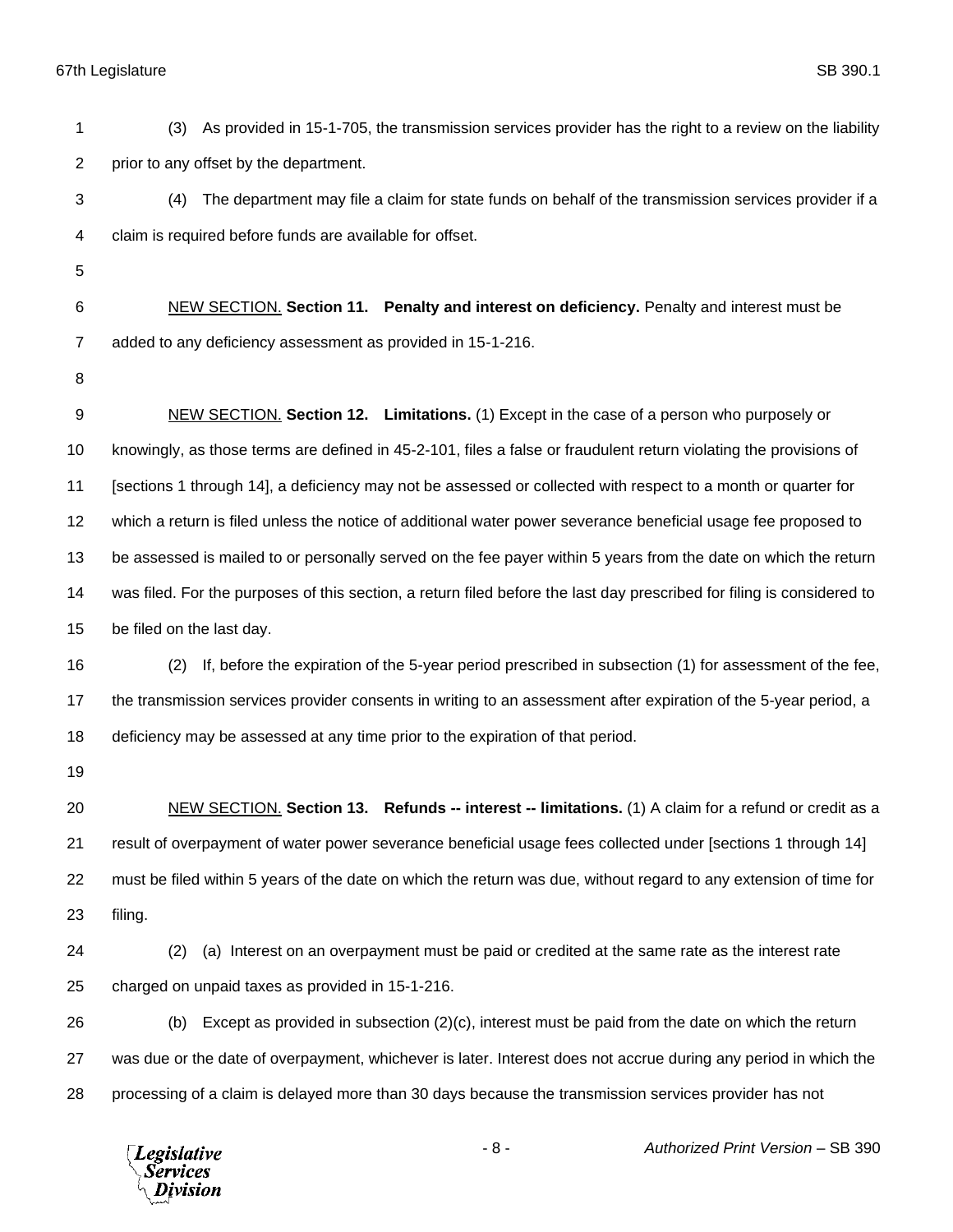(3) As provided in 15-1-705, the transmission services provider has the right to a review on the liability prior to any offset by the department.

(4) The department may file a claim for state funds on behalf of the transmission services provider if a claim is required before funds are available for offset.

NEW SECTION. **Section 11. Penalty and interest on deficiency.** Penalty and interest must be added to any deficiency assessment as provided in 15-1-216.

NEW SECTION. **Section 12. Limitations.** (1) Except in the case of a person who purposely or knowingly, as those terms are defined in 45-2-101, files a false or fraudulent return violating the provisions of [sections 1 through 14], a deficiency may not be assessed or collected with respect to a month or quarter for which a return is filed unless the notice of additional water power severance beneficial usage fee proposed to be assessed is mailed to or personally served on the fee payer within 5 years from the date on which the return was filed. For the purposes of this section, a return filed before the last day prescribed for filing is considered to be filed on the last day.

(2) If, before the expiration of the 5-year period prescribed in subsection (1) for assessment of the fee, the transmission services provider consents in writing to an assessment after expiration of the 5-year period, a deficiency may be assessed at any time prior to the expiration of that period.

NEW SECTION. **Section 13. Refunds -- interest -- limitations.** (1) A claim for a refund or credit as a result of overpayment of water power severance beneficial usage fees collected under [sections 1 through 14] must be filed within 5 years of the date on which the return was due, without regard to any extension of time for filing.

(2) (a) Interest on an overpayment must be paid or credited at the same rate as the interest rate charged on unpaid taxes as provided in 15-1-216.

(b) Except as provided in subsection (2)(c), interest must be paid from the date on which the return was due or the date of overpayment, whichever is later. Interest does not accrue during any period in which the processing of a claim is delayed more than 30 days because the transmission services provider has not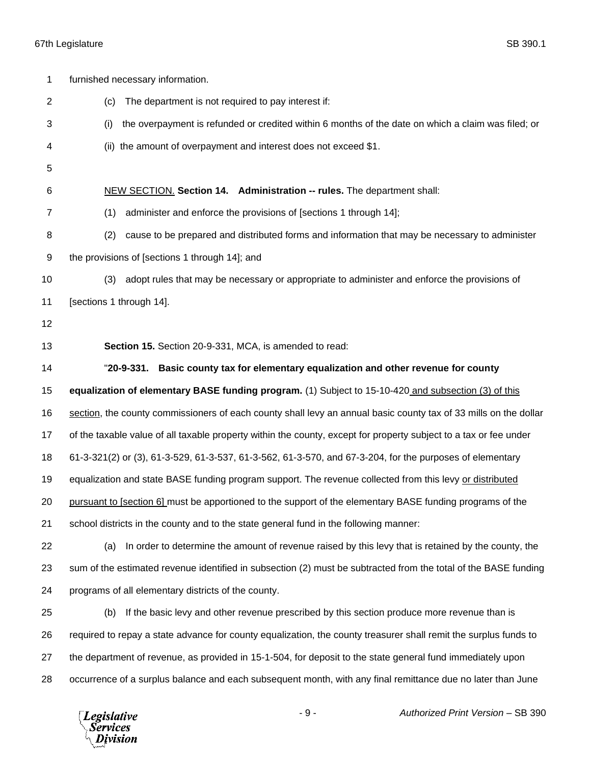furnished necessary information.

(c) The department is not required to pay interest if:

(i) the overpayment is refunded or credited within 6 months of the date on which a claim was filed; or

(ii) the amount of overpayment and interest does not exceed $1.

<u>NEW SECTION.</u> **Section 14. Administration -- rules.** The department shall:

(1) administer and enforce the provisions of [sections 1 through 14];

(2) cause to be prepared and distributed forms and information that may be necessary to administer the provisions of [sections 1 through 14]; and

(3) adopt rules that may be necessary or appropriate to administer and enforce the provisions of [sections 1 through 14].

**Section 15.** Section 20-9-331, MCA, is amended to read:

"**20-9-331. Basic county tax for elementary equalization and other revenue for county equalization of elementary BASE funding program.** (1) Subject to 15-10-420<u> and subsection (3) of this section</u>, the county commissioners of each county shall levy an annual basic county tax of 33 mills on the dollar of the taxable value of all taxable property within the county, except for property subject to a tax or fee under 61-3-321(2) or (3), 61-3-529, 61-3-537, 61-3-562, 61-3-570, and 67-3-204, for the purposes of elementary equalization and state BASE funding program support. The revenue collected from this levy <u>or distributed pursuant to [section 6] </u>must be apportioned to the support of the elementary BASE funding programs of the school districts in the county and to the state general fund in the following manner:

(a) In order to determine the amount of revenue raised by this levy that is retained by the county, the sum of the estimated revenue identified in subsection (2) must be subtracted from the total of the BASE funding programs of all elementary districts of the county.

(b) If the basic levy and other revenue prescribed by this section produce more revenue than is required to repay a state advance for county equalization, the county treasurer shall remit the surplus funds to the department of revenue, as provided in 15-1-504, for deposit to the state general fund immediately upon occurrence of a surplus balance and each subsequent month, with any final remittance due no later than June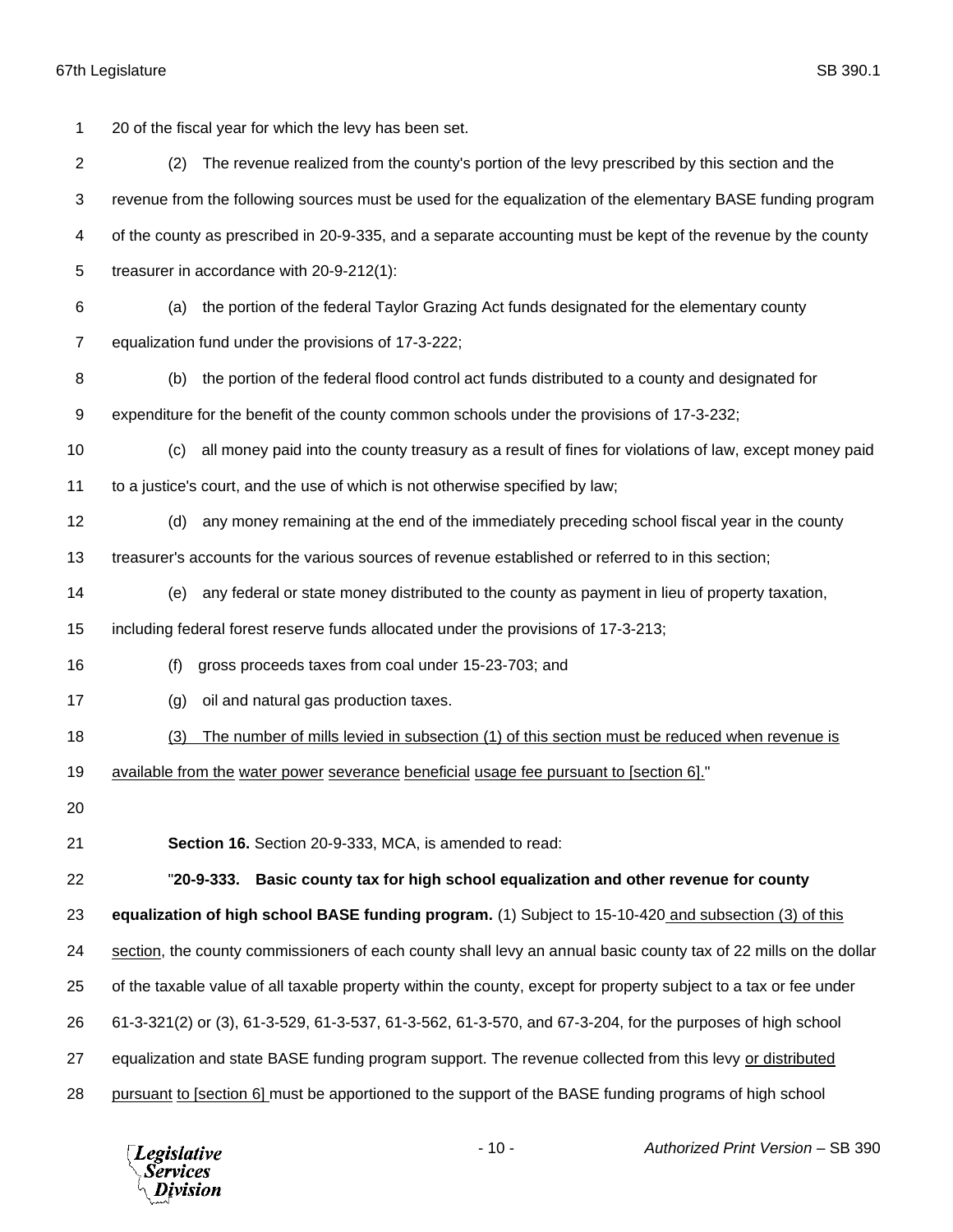20 of the fiscal year for which the levy has been set.

(2) The revenue realized from the county's portion of the levy prescribed by this section and the revenue from the following sources must be used for the equalization of the elementary BASE funding program of the county as prescribed in 20-9-335, and a separate accounting must be kept of the revenue by the county treasurer in accordance with 20-9-212(1):

(a) the portion of the federal Taylor Grazing Act funds designated for the elementary county equalization fund under the provisions of 17-3-222;

(b) the portion of the federal flood control act funds distributed to a county and designated for expenditure for the benefit of the county common schools under the provisions of 17-3-232;

(c) all money paid into the county treasury as a result of fines for violations of law, except money paid to a justice's court, and the use of which is not otherwise specified by law;

(d) any money remaining at the end of the immediately preceding school fiscal year in the county treasurer's accounts for the various sources of revenue established or referred to in this section;

(e) any federal or state money distributed to the county as payment in lieu of property taxation, including federal forest reserve funds allocated under the provisions of 17-3-213;

(f) gross proceeds taxes from coal under 15-23-703; and

(g) oil and natural gas production taxes.

(3) The number of mills levied in subsection (1) of this section must be reduced when revenue is available from the water power severance beneficial usage fee pursuant to [section 6]."

**Section 16.** Section 20-9-333, MCA, is amended to read:

"**20-9-333. Basic county tax for high school equalization and other revenue for county equalization of high school BASE funding program.** (1) Subject to 15-10-420 and subsection (3) of this section, the county commissioners of each county shall levy an annual basic county tax of 22 mills on the dollar of the taxable value of all taxable property within the county, except for property subject to a tax or fee under 61-3-321(2) or (3), 61-3-529, 61-3-537, 61-3-562, 61-3-570, and 67-3-204, for the purposes of high school equalization and state BASE funding program support. The revenue collected from this levy or distributed pursuant to [section 6] must be apportioned to the support of the BASE funding programs of high school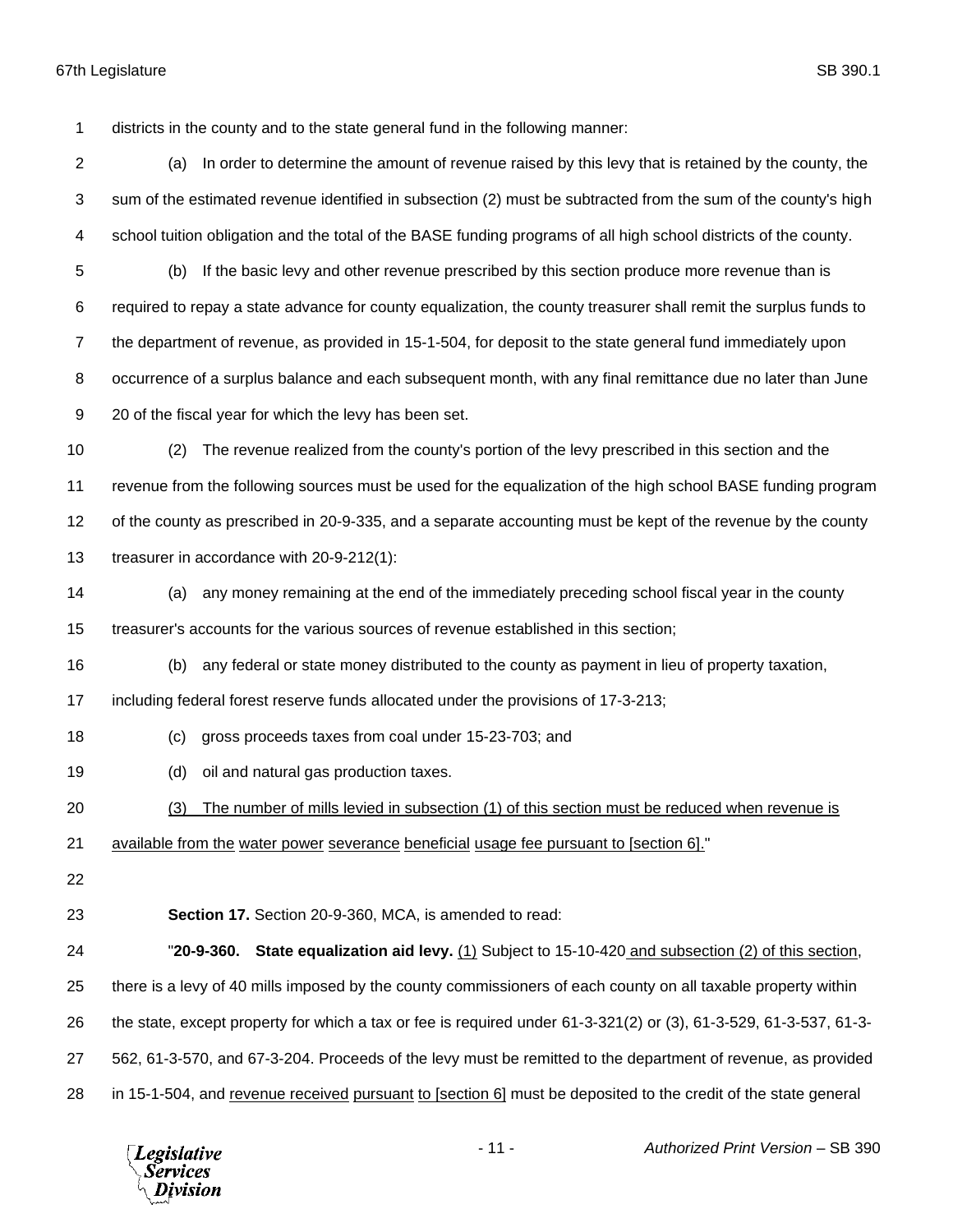districts in the county and to the state general fund in the following manner:

(a) In order to determine the amount of revenue raised by this levy that is retained by the county, the sum of the estimated revenue identified in subsection (2) must be subtracted from the sum of the county's high school tuition obligation and the total of the BASE funding programs of all high school districts of the county.

(b) If the basic levy and other revenue prescribed by this section produce more revenue than is required to repay a state advance for county equalization, the county treasurer shall remit the surplus funds to the department of revenue, as provided in 15-1-504, for deposit to the state general fund immediately upon occurrence of a surplus balance and each subsequent month, with any final remittance due no later than June 20 of the fiscal year for which the levy has been set.

(2) The revenue realized from the county's portion of the levy prescribed in this section and the revenue from the following sources must be used for the equalization of the high school BASE funding program of the county as prescribed in 20-9-335, and a separate accounting must be kept of the revenue by the county treasurer in accordance with 20-9-212(1):

(a) any money remaining at the end of the immediately preceding school fiscal year in the county treasurer's accounts for the various sources of revenue established in this section;

(b) any federal or state money distributed to the county as payment in lieu of property taxation, including federal forest reserve funds allocated under the provisions of 17-3-213;

(c) gross proceeds taxes from coal under 15-23-703; and

(d) oil and natural gas production taxes.

<u>(3) The number of mills levied in subsection (1) of this section must be reduced when revenue is available from the water power severance beneficial usage fee pursuant to [section 6].</u>"

**Section 17.** Section 20-9-360, MCA, is amended to read:

"**20-9-360. State equalization aid levy.** <u>(1)</u> Subject to 15-10-420 <u>and subsection (2) of this section</u>, there is a levy of 40 mills imposed by the county commissioners of each county on all taxable property within the state, except property for which a tax or fee is required under 61-3-321(2) or (3), 61-3-529, 61-3-537, 61-3-562, 61-3-570, and 67-3-204. Proceeds of the levy must be remitted to the department of revenue, as provided in 15-1-504, and <u>revenue received pursuant to [section 6]</u> must be deposited to the credit of the state general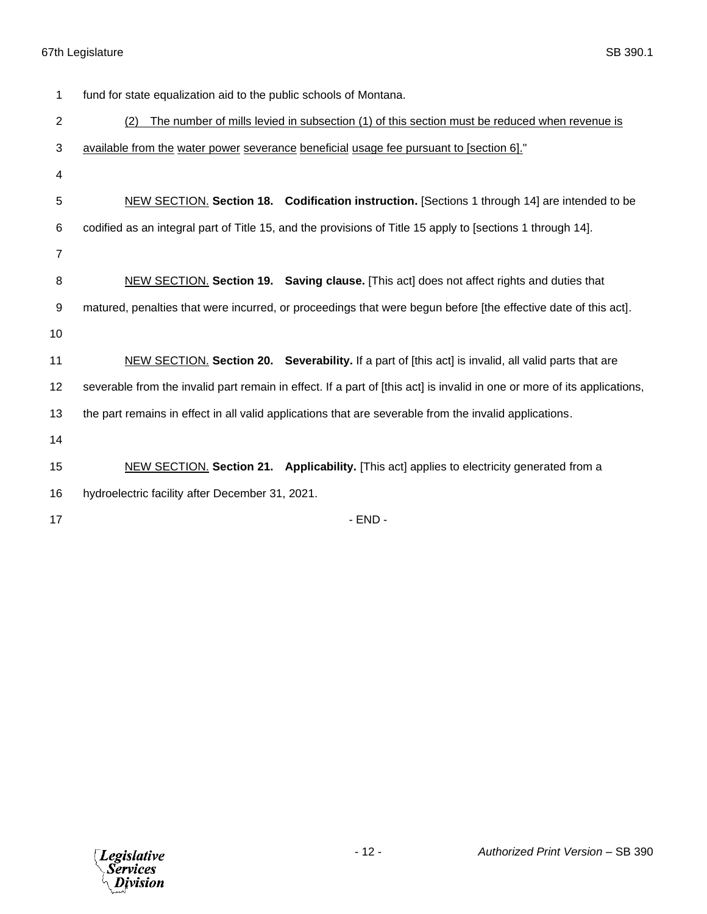fund for state equalization aid to the public schools of Montana.

(2) The number of mills levied in subsection (1) of this section must be reduced when revenue is available from the water power severance beneficial usage fee pursuant to [section 6]."

NEW SECTION. **Section 18. Codification instruction.** [Sections 1 through 14] are intended to be codified as an integral part of Title 15, and the provisions of Title 15 apply to [sections 1 through 14].

NEW SECTION. **Section 19. Saving clause.** [This act] does not affect rights and duties that matured, penalties that were incurred, or proceedings that were begun before [the effective date of this act].

NEW SECTION. **Section 20. Severability.** If a part of [this act] is invalid, all valid parts that are severable from the invalid part remain in effect. If a part of [this act] is invalid in one or more of its applications, the part remains in effect in all valid applications that are severable from the invalid applications.

NEW SECTION. **Section 21. Applicability.** [This act] applies to electricity generated from a hydroelectric facility after December 31, 2021.

\- END -